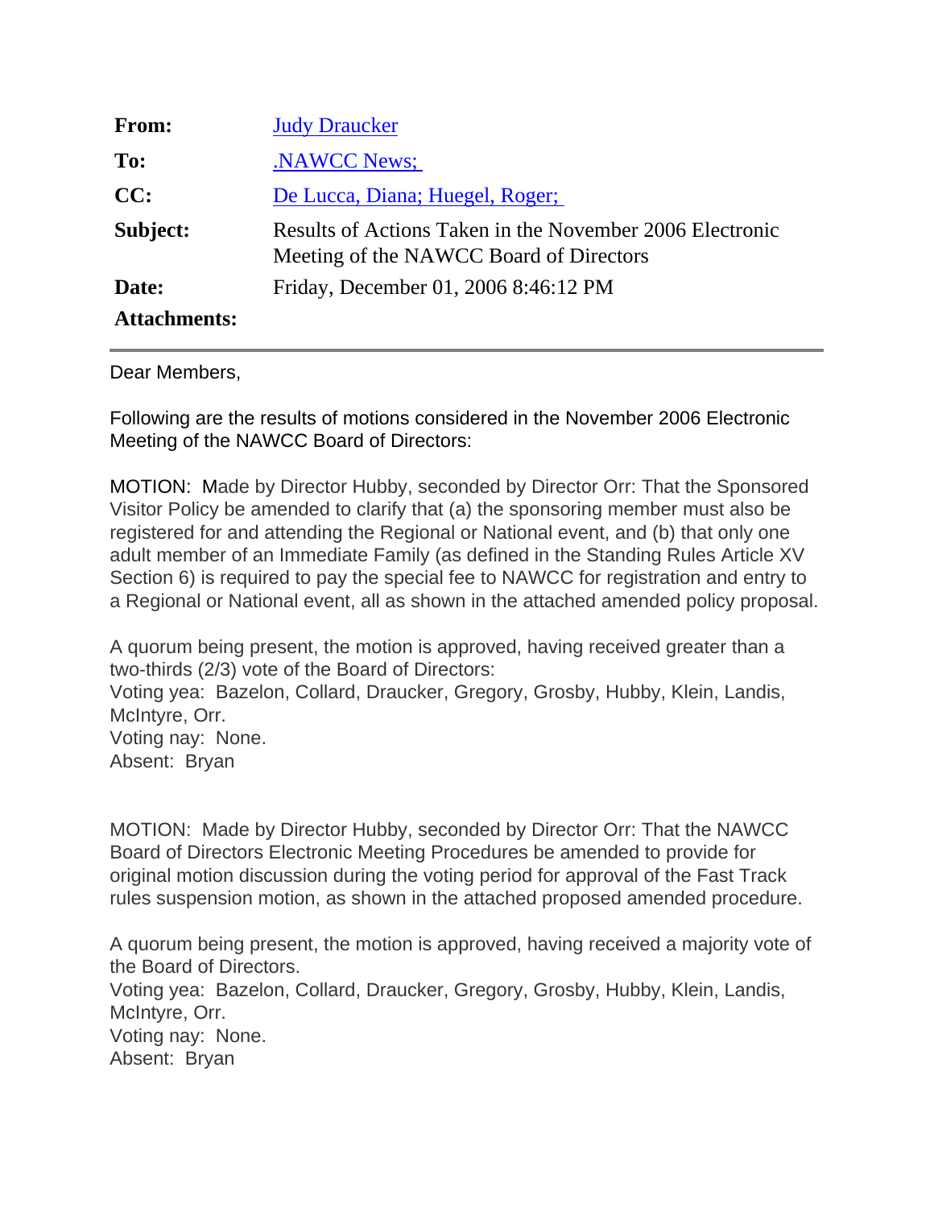| | |
|---|---|
| **From:** | Judy Draucker |
| **To:** | .NAWCC News; |
| **CC:** | De Lucca, Diana; Huegel, Roger; |
| **Subject:** | Results of Actions Taken in the November 2006 Electronic Meeting of the NAWCC Board of Directors |
| **Date:** | Friday, December 01, 2006 8:46:12 PM |
| **Attachments:** | |

---

Dear Members,

Following are the results of motions considered in the November 2006 Electronic Meeting of the NAWCC Board of Directors:

MOTION: Made by Director Hubby, seconded by Director Orr: That the Sponsored Visitor Policy be amended to clarify that (a) the sponsoring member must also be registered for and attending the Regional or National event, and (b) that only one adult member of an Immediate Family (as defined in the Standing Rules Article XV Section 6) is required to pay the special fee to NAWCC for registration and entry to a Regional or National event, all as shown in the attached amended policy proposal.

A quorum being present, the motion is approved, having received greater than a two-thirds (2/3) vote of the Board of Directors:
Voting yea: Bazelon, Collard, Draucker, Gregory, Grosby, Hubby, Klein, Landis, McIntyre, Orr.
Voting nay: None.
Absent: Bryan

MOTION: Made by Director Hubby, seconded by Director Orr: That the NAWCC Board of Directors Electronic Meeting Procedures be amended to provide for original motion discussion during the voting period for approval of the Fast Track rules suspension motion, as shown in the attached proposed amended procedure.

A quorum being present, the motion is approved, having received a majority vote of the Board of Directors.
Voting yea: Bazelon, Collard, Draucker, Gregory, Grosby, Hubby, Klein, Landis, McIntyre, Orr.
Voting nay: None.
Absent: Bryan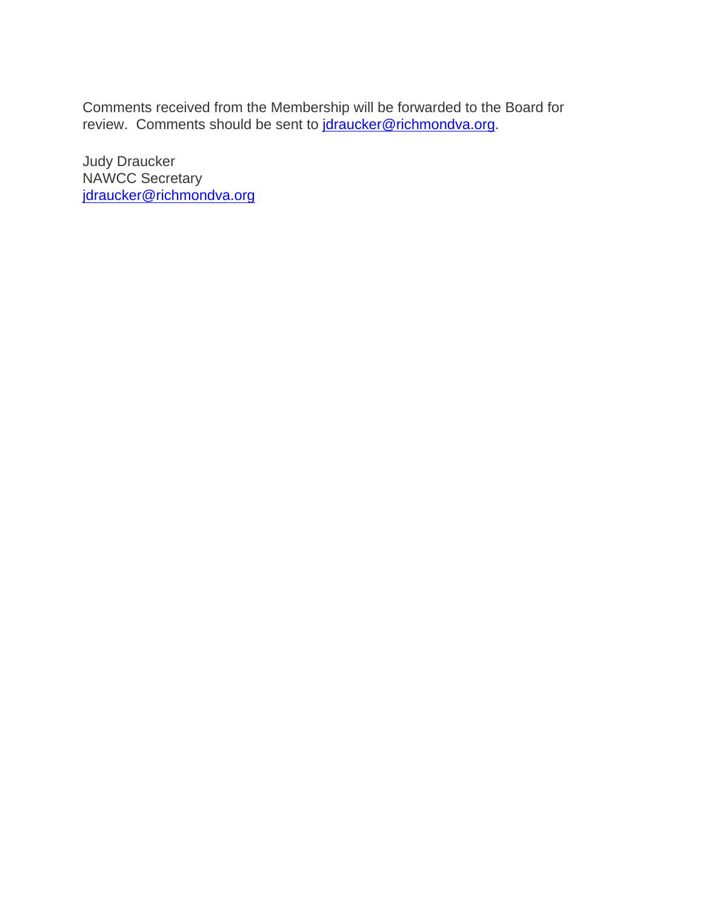Comments received from the Membership will be forwarded to the Board for review. Comments should be sent to [jdraucker@richmondva.org](mailto:jdraucker@richmondva.org).

Judy Draucker
NAWCC Secretary
[jdraucker@richmondva.org](mailto:jdraucker@richmondva.org)